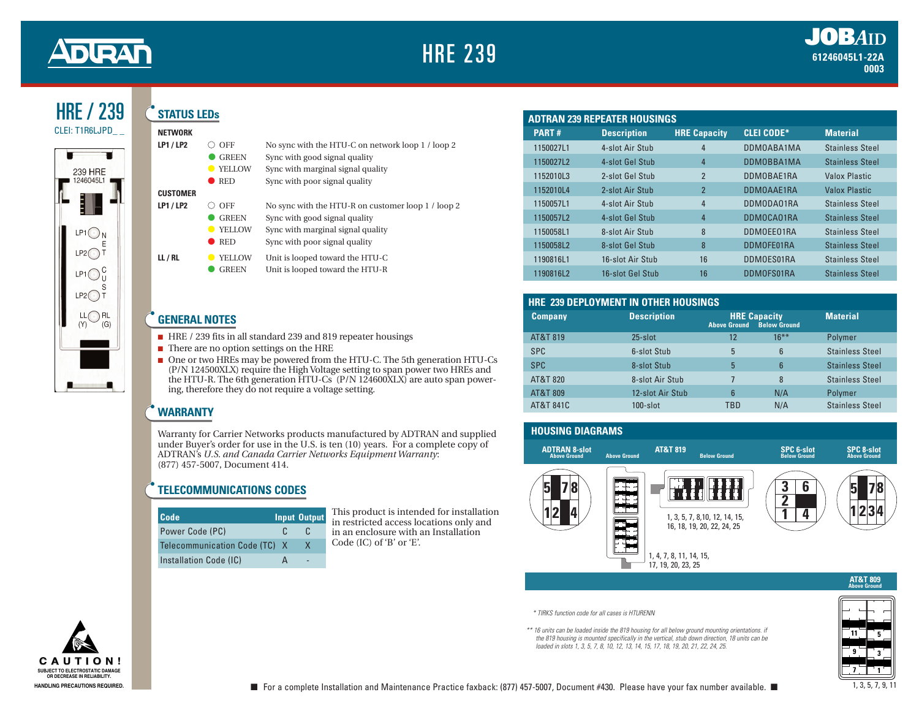# HRE 239

JOBAID
61246045L1-22A
0003

## HRE / 239

CLEI: T1R6LJPD_ _

239 HRE
1246045L1

## STATUS LEDs

**NETWORK**

| | LED | Description |
|---|---|---|
| **LP1 / LP2** | OFF | No sync with the HTU-C on network loop 1 / loop 2 |
| | GREEN | Sync with good signal quality |
| | YELLOW | Sync with marginal signal quality |
| | RED | Sync with poor signal quality |

**CUSTOMER**

| | LED | Description |
|---|---|---|
| **LP1 / LP2** | OFF | No sync with the HTU-R on customer loop 1 / loop 2 |
| | GREEN | Sync with good signal quality |
| | YELLOW | Sync with marginal signal quality |
| | RED | Sync with poor signal quality |
| **LL / RL** | YELLOW | Unit is looped toward the HTU-C |
| | GREEN | Unit is looped toward the HTU-R |

## GENERAL NOTES

- HRE / 239 fits in all standard 239 and 819 repeater housings
- There are no option settings on the HRE
- One or two HREs may be powered from the HTU-C. The 5th generation HTU-Cs (P/N 124500XLX) require the High Voltage setting to span power two HREs and the HTU-R. The 6th generation HTU-Cs (P/N 124600XLX) are auto span powering, therefore they do not require a voltage setting.

## WARRANTY

Warranty for Carrier Networks products manufactured by ADTRAN and supplied under Buyer's order for use in the U.S. is ten (10) years. For a complete copy of ADTRAN's *U.S. and Canada Carrier Networks Equipment Warranty*: (877) 457-5007, Document 414.

## TELECOMMUNICATIONS CODES

| Code | Input | Output |
|---|---|---|
| Power Code (PC) | C | C |
| Telecommunication Code (TC) | X | X |
| Installation Code (IC) | A | - |

This product is intended for installation in restricted access locations only and in an enclosure with an Installation Code (IC) of 'B' or 'E'.

## ADTRAN 239 REPEATER HOUSINGS

| PART # | Description | HRE Capacity | CLEI CODE* | Material |
|---|---|---|---|---|
| 1150027L1 | 4-slot Air Stub | 4 | DDMOABA1MA | Stainless Steel |
| 1150027L2 | 4-slot Gel Stub | 4 | DDMOBBA1MA | Stainless Steel |
| 1152010L3 | 2-slot Gel Stub | 2 | DDMOBAE1RA | Valox Plastic |
| 1152010L4 | 2-slot Air Stub | 2 | DDMOAAE1RA | Valox Plastic |
| 1150057L1 | 4-slot Air Stub | 4 | DDMODA01RA | Stainless Steel |
| 1150057L2 | 4-slot Gel Stub | 4 | DDMOCA01RA | Stainless Steel |
| 1150058L1 | 8-slot Air Stub | 8 | DDMOEE01RA | Stainless Steel |
| 1150058L2 | 8-slot Gel Stub | 8 | DDMOFE01RA | Stainless Steel |
| 1190816L1 | 16-slot Air Stub | 16 | DDMOES01RA | Stainless Steel |
| 1190816L2 | 16-slot Gel Stub | 16 | DDMOFS01RA | Stainless Steel |

## HRE 239 DEPLOYMENT IN OTHER HOUSINGS

| Company | Description | HRE Capacity Above Ground | HRE Capacity Below Ground | Material |
|---|---|---|---|---|
| AT&T 819 | 25-slot | 12 | 16** | Polymer |
| SPC | 6-slot Stub | 5 | 6 | Stainless Steel |
| SPC | 8-slot Stub | 5 | 6 | Stainless Steel |
| AT&T 820 | 8-slot Air Stub | 7 | 8 | Stainless Steel |
| AT&T 809 | 12-slot Air Stub | 6 | N/A | Polymer |
| AT&T 841C | 100-slot | TBD | N/A | Stainless Steel |

## HOUSING DIAGRAMS

**ADTRAN 8-slot** (Above Ground): 5, 7, 8, 1, 2, 4

**AT&T 819** Above Ground: 1, 4, 7, 8, 11, 14, 15, 17, 19, 20, 23, 25

**AT&T 819** Below Ground: 1, 3, 5, 7, 8,10, 12, 14, 15, 16, 18, 19, 20, 22, 24, 25

**SPC 6-slot** (Below Ground): 3, 6, 2, 1, 4

**SPC 8-slot** (Above Ground): 5, 7, 8, 1, 2, 3, 4

**AT&T 809** (Above Ground): 1, 3, 5, 7, 9, 11

\* TIRKS function code for all cases is HTURENN

** 16 units can be loaded inside the 819 housing for all below ground mounting orientations. if the 819 housing is mounted specifically in the vertical, stub down direction, 18 units can be loaded in slots 1, 3, 5, 7, 8, 10, 12, 13, 14, 15, 17, 18, 19, 20, 21, 22, 24, 25.

**CAUTION!** SUBJECT TO ELECTROSTATIC DAMAGE OR DECREASE IN RELIABILITY. HANDLING PRECAUTIONS REQUIRED.

For a complete Installation and Maintenance Practice faxback: (877) 457-5007, Document #430. Please have your fax number available.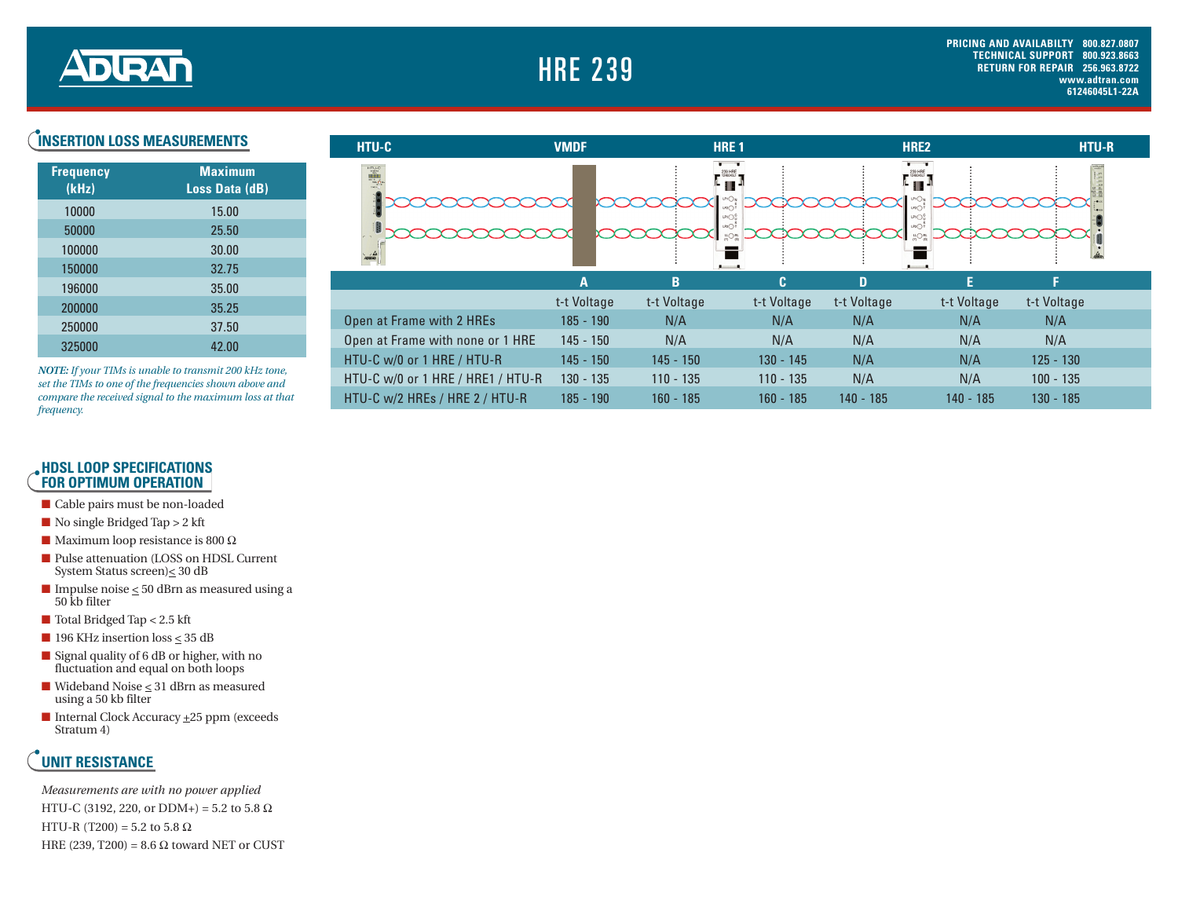# HRE 239

PRICING AND AVAILABILITY 800.827.0807
TECHNICAL SUPPORT 800.923.8663
RETURN FOR REPAIR 256.963.8722
www.adtran.com
61246045L1-22A

## INSERTION LOSS MEASUREMENTS

| Frequency (kHz) | Maximum Loss Data (dB) |
|---|---|
| 10000 | 15.00 |
| 50000 | 25.50 |
| 100000 | 30.00 |
| 150000 | 32.75 |
| 196000 | 35.00 |
| 200000 | 35.25 |
| 250000 | 37.50 |
| 325000 | 42.00 |

*NOTE: If your TIMs is unable to transmit 200 kHz tone, set the TIMs to one of the frequencies shown above and compare the received signal to the maximum loss at that frequency.*

HTU-C VMDF HRE 1 HRE2 HTU-R

| | A | B | C | D | E | F |
|---|---|---|---|---|---|---|
| | t-t Voltage | t-t Voltage | t-t Voltage | t-t Voltage | t-t Voltage | t-t Voltage |
| Open at Frame with 2 HREs | 185 - 190 | N/A | N/A | N/A | N/A | N/A |
| Open at Frame with none or 1 HRE | 145 - 150 | N/A | N/A | N/A | N/A | N/A |
| HTU-C w/0 or 1 HRE / HTU-R | 145 - 150 | 145 - 150 | 130 - 145 | N/A | N/A | 125 - 130 |
| HTU-C w/0 or 1 HRE / HRE1 / HTU-R | 130 - 135 | 110 - 135 | 110 - 135 | N/A | N/A | 100 - 135 |
| HTU-C w/2 HREs / HRE 2 / HTU-R | 185 - 190 | 160 - 185 | 160 - 185 | 140 - 185 | 140 - 185 | 130 - 185 |

## HDSL LOOP SPECIFICATIONS FOR OPTIMUM OPERATION

- Cable pairs must be non-loaded
- No single Bridged Tap > 2 kft
- Maximum loop resistance is 800 Ω
- Pulse attenuation (LOSS on HDSL Current System Status screen) $\leq$ 30 dB
- Impulse noise $\leq$ 50 dBrn as measured using a 50 kb filter
- Total Bridged Tap < 2.5 kft
- 196 KHz insertion loss $\leq$ 35 dB
- Signal quality of 6 dB or higher, with no fluctuation and equal on both loops
- Wideband Noise $\leq$ 31 dBrn as measured using a 50 kb filter
- Internal Clock Accuracy $\pm$25 ppm (exceeds Stratum 4)

## UNIT RESISTANCE

*Measurements are with no power applied*

HTU-C (3192, 220, or DDM+) = 5.2 to 5.8 Ω

HTU-R (T200) = 5.2 to 5.8 Ω

HRE (239, T200) = 8.6 Ω toward NET or CUST